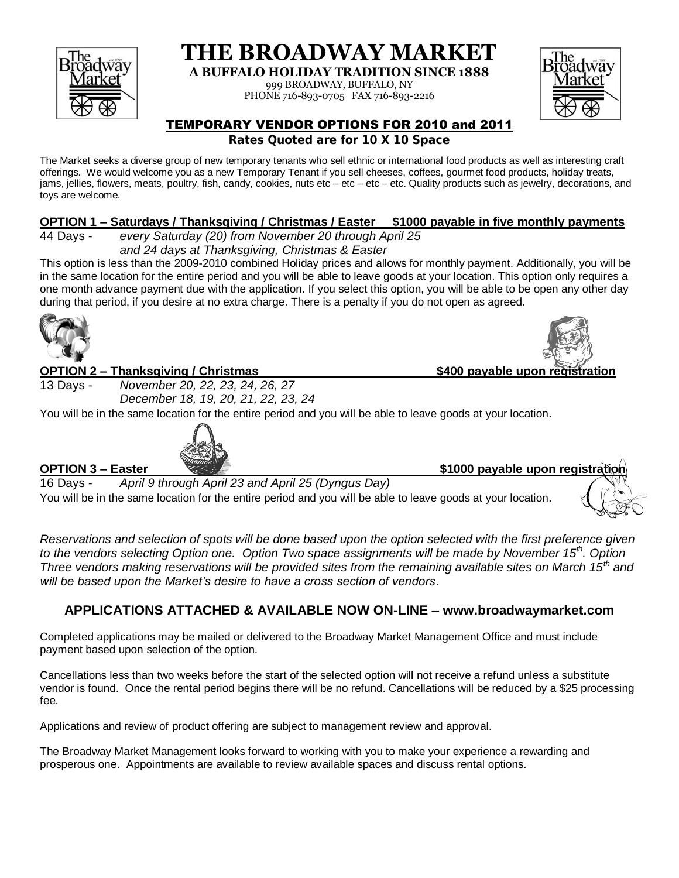# THE BROADWAY MARKET

**A BUFFALO HOLIDAY TRADITION SINCE 1888**

999 BROADWAY, BUFFALO, NY
PHONE 716-893-0705 FAX 716-893-2216

## TEMPORARY VENDOR OPTIONS FOR 2010 and 2011

**Rates Quoted are for 10 X 10 Space**

The Market seeks a diverse group of new temporary tenants who sell ethnic or international food products as well as interesting craft offerings. We would welcome you as a new Temporary Tenant if you sell cheeses, coffees, gourmet food products, holiday treats, jams, jellies, flowers, meats, poultry, fish, candy, cookies, nuts etc – etc – etc – etc. Quality products such as jewelry, decorations, and toys are welcome.

### OPTION 1 – Saturdays / Thanksgiving / Christmas / Easter $1000 payable in five monthly payments

44 Days - *every Saturday (20) from November 20 through April 25*
*and 24 days at Thanksgiving, Christmas & Easter*

This option is less than the 2009-2010 combined Holiday prices and allows for monthly payment. Additionally, you will be in the same location for the entire period and you will be able to leave goods at your location. This option only requires a one month advance payment due with the application. If you select this option, you will be able to be open any other day during that period, if you desire at no extra charge. There is a penalty if you do not open as agreed.

### OPTION 2 – Thanksgiving / Christmas $400 payable upon registration

13 Days - *November 20, 22, 23, 24, 26, 27*
*December 18, 19, 20, 21, 22, 23, 24*

You will be in the same location for the entire period and you will be able to leave goods at your location.

### OPTION 3 – Easter $1000 payable upon registration

16 Days - *April 9 through April 23 and April 25 (Dyngus Day)*

You will be in the same location for the entire period and you will be able to leave goods at your location.

*Reservations and selection of spots will be done based upon the option selected with the first preference given to the vendors selecting Option one. Option Two space assignments will be made by November 15th. Option Three vendors making reservations will be provided sites from the remaining available sites on March 15th and will be based upon the Market's desire to have a cross section of vendors*.

### APPLICATIONS ATTACHED & AVAILABLE NOW ON-LINE – www.broadwaymarket.com

Completed applications may be mailed or delivered to the Broadway Market Management Office and must include payment based upon selection of the option.

Cancellations less than two weeks before the start of the selected option will not receive a refund unless a substitute vendor is found. Once the rental period begins there will be no refund. Cancellations will be reduced by a $25 processing fee.

Applications and review of product offering are subject to management review and approval.

The Broadway Market Management looks forward to working with you to make your experience a rewarding and prosperous one. Appointments are available to review available spaces and discuss rental options.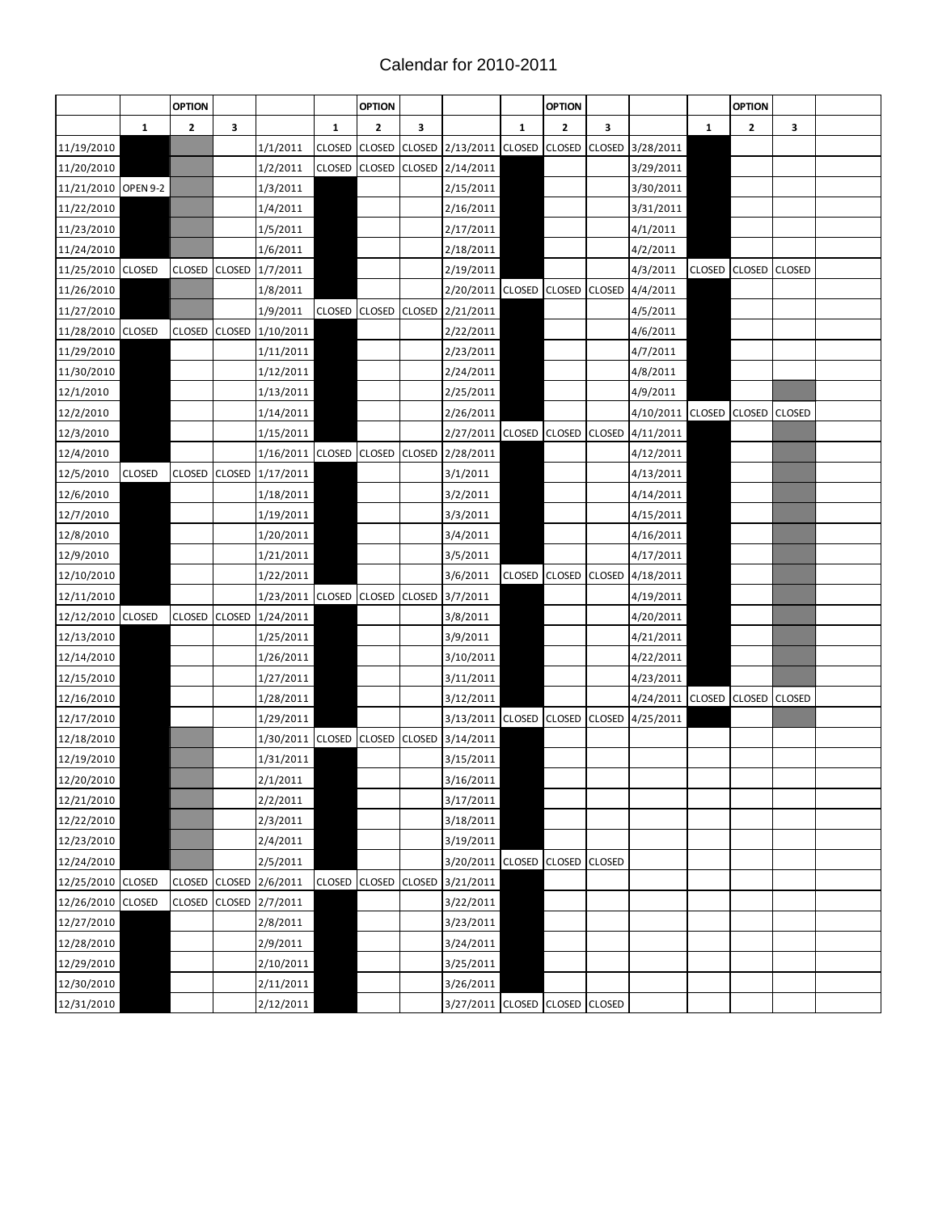# Calendar for 2010-2011

| | | OPTION | | | | OPTION | | | | OPTION | | | | OPTION | | |
|---|---|---|---|---|---|---|---|---|---|---|---|---|---|---|---|---|
| | 1 | 2 | 3 | | 1 | 2 | 3 | | 1 | 2 | 3 | | 1 | 2 | 3 | |
| 11/19/2010 | | | | 1/1/2011 | CLOSED | CLOSED | CLOSED | 2/13/2011 | CLOSED | CLOSED | CLOSED | 3/28/2011 | | | | |
| 11/20/2010 | | | | 1/2/2011 | CLOSED | CLOSED | CLOSED | 2/14/2011 | | | | 3/29/2011 | | | | |
| 11/21/2010 | OPEN 9-2 | | | 1/3/2011 | | | | 2/15/2011 | | | | 3/30/2011 | | | | |
| 11/22/2010 | | | | 1/4/2011 | | | | 2/16/2011 | | | | 3/31/2011 | | | | |
| 11/23/2010 | | | | 1/5/2011 | | | | 2/17/2011 | | | | 4/1/2011 | | | | |
| 11/24/2010 | | | | 1/6/2011 | | | | 2/18/2011 | | | | 4/2/2011 | | | | |
| 11/25/2010 | CLOSED | CLOSED | CLOSED | 1/7/2011 | | | | 2/19/2011 | | | | 4/3/2011 | CLOSED | CLOSED | CLOSED | |
| 11/26/2010 | | | | 1/8/2011 | | | | 2/20/2011 | CLOSED | CLOSED | CLOSED | 4/4/2011 | | | | |
| 11/27/2010 | | | | 1/9/2011 | CLOSED | CLOSED | CLOSED | 2/21/2011 | | | | 4/5/2011 | | | | |
| 11/28/2010 | CLOSED | CLOSED | CLOSED | 1/10/2011 | | | | 2/22/2011 | | | | 4/6/2011 | | | | |
| 11/29/2010 | | | | 1/11/2011 | | | | 2/23/2011 | | | | 4/7/2011 | | | | |
| 11/30/2010 | | | | 1/12/2011 | | | | 2/24/2011 | | | | 4/8/2011 | | | | |
| 12/1/2010 | | | | 1/13/2011 | | | | 2/25/2011 | | | | 4/9/2011 | | | | |
| 12/2/2010 | | | | 1/14/2011 | | | | 2/26/2011 | | | | 4/10/2011 | CLOSED | CLOSED | CLOSED | |
| 12/3/2010 | | | | 1/15/2011 | | | | 2/27/2011 | CLOSED | CLOSED | CLOSED | 4/11/2011 | | | | |
| 12/4/2010 | | | | 1/16/2011 | CLOSED | CLOSED | CLOSED | 2/28/2011 | | | | 4/12/2011 | | | | |
| 12/5/2010 | CLOSED | CLOSED | CLOSED | 1/17/2011 | | | | 3/1/2011 | | | | 4/13/2011 | | | | |
| 12/6/2010 | | | | 1/18/2011 | | | | 3/2/2011 | | | | 4/14/2011 | | | | |
| 12/7/2010 | | | | 1/19/2011 | | | | 3/3/2011 | | | | 4/15/2011 | | | | |
| 12/8/2010 | | | | 1/20/2011 | | | | 3/4/2011 | | | | 4/16/2011 | | | | |
| 12/9/2010 | | | | 1/21/2011 | | | | 3/5/2011 | | | | 4/17/2011 | | | | |
| 12/10/2010 | | | | 1/22/2011 | | | | 3/6/2011 | CLOSED | CLOSED | CLOSED | 4/18/2011 | | | | |
| 12/11/2010 | | | | 1/23/2011 | CLOSED | CLOSED | CLOSED | 3/7/2011 | | | | 4/19/2011 | | | | |
| 12/12/2010 | CLOSED | CLOSED | CLOSED | 1/24/2011 | | | | 3/8/2011 | | | | 4/20/2011 | | | | |
| 12/13/2010 | | | | 1/25/2011 | | | | 3/9/2011 | | | | 4/21/2011 | | | | |
| 12/14/2010 | | | | 1/26/2011 | | | | 3/10/2011 | | | | 4/22/2011 | | | | |
| 12/15/2010 | | | | 1/27/2011 | | | | 3/11/2011 | | | | 4/23/2011 | | | | |
| 12/16/2010 | | | | 1/28/2011 | | | | 3/12/2011 | | | | 4/24/2011 | CLOSED | CLOSED | CLOSED | |
| 12/17/2010 | | | | 1/29/2011 | | | | 3/13/2011 | CLOSED | CLOSED | CLOSED | 4/25/2011 | | | | |
| 12/18/2010 | | | | 1/30/2011 | CLOSED | CLOSED | CLOSED | 3/14/2011 | | | | | | | | |
| 12/19/2010 | | | | 1/31/2011 | | | | 3/15/2011 | | | | | | | | |
| 12/20/2010 | | | | 2/1/2011 | | | | 3/16/2011 | | | | | | | | |
| 12/21/2010 | | | | 2/2/2011 | | | | 3/17/2011 | | | | | | | | |
| 12/22/2010 | | | | 2/3/2011 | | | | 3/18/2011 | | | | | | | | |
| 12/23/2010 | | | | 2/4/2011 | | | | 3/19/2011 | | | | | | | | |
| 12/24/2010 | | | | 2/5/2011 | | | | 3/20/2011 | CLOSED | CLOSED | CLOSED | | | | | |
| 12/25/2010 | CLOSED | CLOSED | CLOSED | 2/6/2011 | CLOSED | CLOSED | CLOSED | 3/21/2011 | | | | | | | | |
| 12/26/2010 | CLOSED | CLOSED | CLOSED | 2/7/2011 | | | | 3/22/2011 | | | | | | | | |
| 12/27/2010 | | | | 2/8/2011 | | | | 3/23/2011 | | | | | | | | |
| 12/28/2010 | | | | 2/9/2011 | | | | 3/24/2011 | | | | | | | | |
| 12/29/2010 | | | | 2/10/2011 | | | | 3/25/2011 | | | | | | | | |
| 12/30/2010 | | | | 2/11/2011 | | | | 3/26/2011 | | | | | | | | |
| 12/31/2010 | | | | 2/12/2011 | | | | 3/27/2011 | CLOSED | CLOSED | CLOSED | | | | | |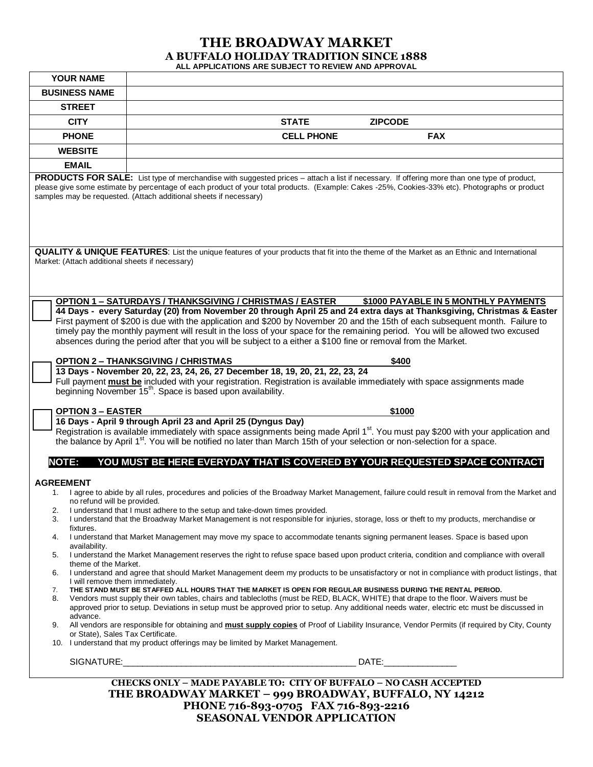# THE BROADWAY MARKET

## A BUFFALO HOLIDAY TRADITION SINCE 1888

**ALL APPLICATIONS ARE SUBJECT TO REVIEW AND APPROVAL**

| | |
|---|---|
| **YOUR NAME** | |
| **BUSINESS NAME** | |
| **STREET** | |
| **CITY** | **STATE** **ZIPCODE** |
| **PHONE** | **CELL PHONE** **FAX** |
| **WEBSITE** | |
| **EMAIL** | |

**PRODUCTS FOR SALE:** List type of merchandise with suggested prices – attach a list if necessary. If offering more than one type of product, please give some estimate by percentage of each product of your total products. (Example: Cakes -25%, Cookies-33% etc). Photographs or product samples may be requested. (Attach additional sheets if necessary)

**QUALITY & UNIQUE FEATURES**: List the unique features of your products that fit into the theme of the Market as an Ethnic and International Market: (Attach additional sheets if necessary)

☐ **OPTION 1 – SATURDAYS / THANKSGIVING / CHRISTMAS / EASTER** **$1000 PAYABLE IN 5 MONTHLY PAYMENTS**
**44 Days - every Saturday (20) from November 20 through April 25 and 24 extra days at Thanksgiving, Christmas & Easter**
First payment of $200 is due with the application and $200 by November 20 and the 15th of each subsequent month. Failure to timely pay the monthly payment will result in the loss of your space for the remaining period. You will be allowed two excused absences during the period after that you will be subject to a either a $100 fine or removal from the Market.

☐ **OPTION 2 – THANKSGIVING / CHRISTMAS** **$400**
**13 Days - November 20, 22, 23, 24, 26, 27 December 18, 19, 20, 21, 22, 23, 24**
Full payment **must be** included with your registration. Registration is available immediately with space assignments made beginning November 15th. Space is based upon availability.

☐ **OPTION 3 – EASTER** **$1000**
**16 Days - April 9 through April 23 and April 25 (Dyngus Day)**
Registration is available immediately with space assignments being made April 1st. You must pay $200 with your application and the balance by April 1st. You will be notified no later than March 15th of your selection or non-selection for a space.

**NOTE: YOU MUST BE HERE EVERYDAY THAT IS COVERED BY YOUR REQUESTED SPACE CONTRACT**

**AGREEMENT**

1. I agree to abide by all rules, procedures and policies of the Broadway Market Management, failure could result in removal from the Market and no refund will be provided.
2. I understand that I must adhere to the setup and take-down times provided.
3. I understand that the Broadway Market Management is not responsible for injuries, storage, loss or theft to my products, merchandise or fixtures.
4. I understand that Market Management may move my space to accommodate tenants signing permanent leases. Space is based upon availability.
5. I understand the Market Management reserves the right to refuse space based upon product criteria, condition and compliance with overall theme of the Market.
6. I understand and agree that should Market Management deem my products to be unsatisfactory or not in compliance with product listings, that I will remove them immediately.
7. **THE STAND MUST BE STAFFED ALL HOURS THAT THE MARKET IS OPEN FOR REGULAR BUSINESS DURING THE RENTAL PERIOD.**
8. Vendors must supply their own tables, chairs and tablecloths (must be RED, BLACK, WHITE) that drape to the floor. Waivers must be approved prior to setup. Deviations in setup must be approved prior to setup. Any additional needs water, electric etc must be discussed in advance.
9. All vendors are responsible for obtaining and **must supply copies** of Proof of Liability Insurance, Vendor Permits (if required by City, County or State), Sales Tax Certificate.
10. I understand that my product offerings may be limited by Market Management.

SIGNATURE:_______________________________________________ DATE:______________

**CHECKS ONLY – MADE PAYABLE TO: CITY OF BUFFALO – NO CASH ACCEPTED**
**THE BROADWAY MARKET – 999 BROADWAY, BUFFALO, NY 14212**
**PHONE 716-893-0705 FAX 716-893-2216**
**SEASONAL VENDOR APPLICATION**